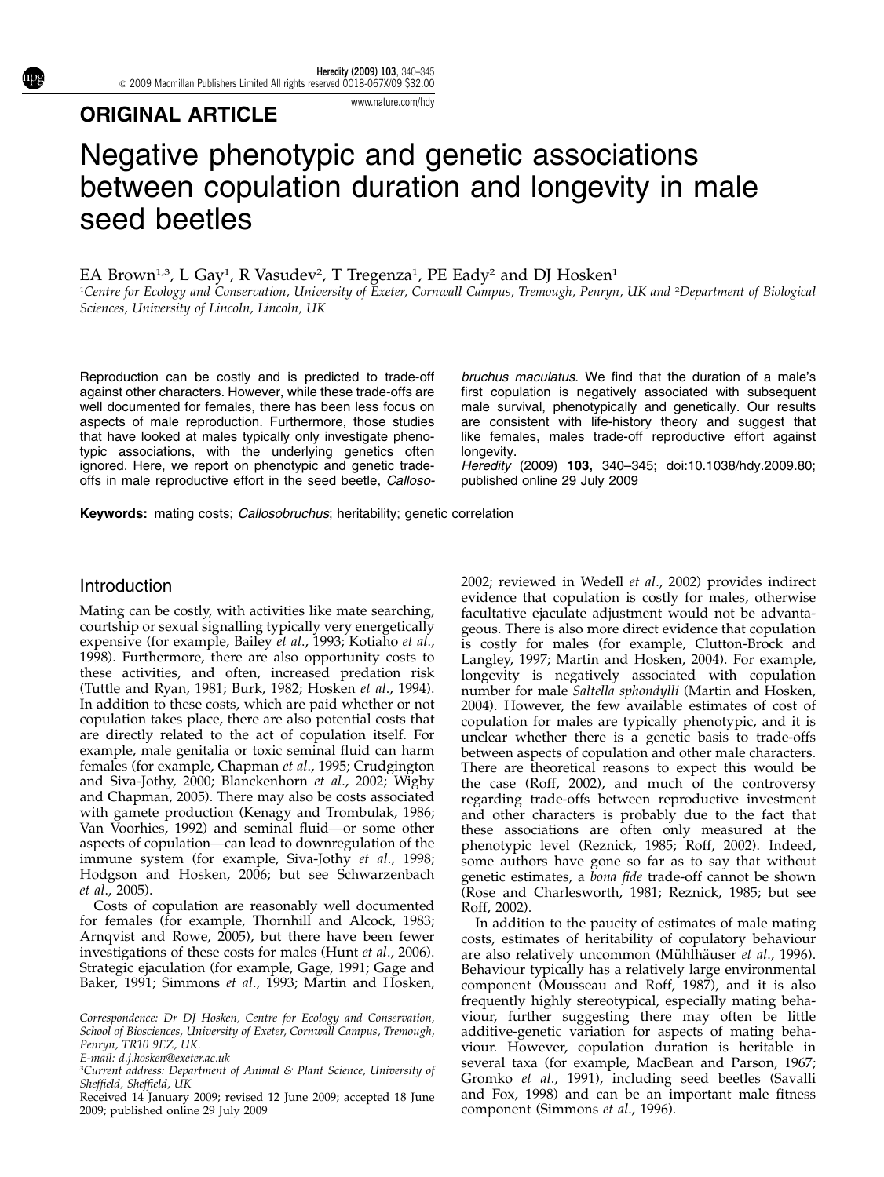## ORIGINAL ARTICLE

# Negative phenotypic and genetic associations between copulation duration and longevity in male seed beetles

EA Brown[1,3], L Gay[1], R Vasudev[2], T Tregenza[1], PE Eady[2] and DJ Hosken[1]

[1]Centre for Ecology and Conservation, University of Exeter, Cornwall Campus, Tremough, Penryn, UK and [2]Department of Biological Sciences, University of Lincoln, Lincoln, UK

Reproduction can be costly and is predicted to trade-off against other characters. However, while these trade-offs are well documented for females, there has been less focus on aspects of male reproduction. Furthermore, those studies that have looked at males typically only investigate phenotypic associations, with the underlying genetics often ignored. Here, we report on phenotypic and genetic trade-offs in male reproductive effort in the seed beetle, *Callosobruchus maculatus*. We find that the duration of a male's first copulation is negatively associated with subsequent male survival, phenotypically and genetically. Our results are consistent with life-history theory and suggest that like females, males trade-off reproductive effort against longevity.

*Heredity* (2009) **103,** 340–345; doi:10.1038/hdy.2009.80; published online 29 July 2009

**Keywords:** mating costs; *Callosobruchus*; heritability; genetic correlation

## Introduction

Mating can be costly, with activities like mate searching, courtship or sexual signalling typically very energetically expensive (for example, Bailey *et al.*, 1993; Kotiaho *et al.*, 1998). Furthermore, there are also opportunity costs to these activities, and often, increased predation risk (Tuttle and Ryan, 1981; Burk, 1982; Hosken *et al.*, 1994). In addition to these costs, which are paid whether or not copulation takes place, there are also potential costs that are directly related to the act of copulation itself. For example, male genitalia or toxic seminal fluid can harm females (for example, Chapman *et al.*, 1995; Crudgington and Siva-Jothy, 2000; Blanckenhorn *et al.*, 2002; Wigby and Chapman, 2005). There may also be costs associated with gamete production (Kenagy and Trombulak, 1986; Van Voorhies, 1992) and seminal fluid—or some other aspects of copulation—can lead to downregulation of the immune system (for example, Siva-Jothy *et al.*, 1998; Hodgson and Hosken, 2006; but see Schwarzenbach *et al.*, 2005).

Costs of copulation are reasonably well documented for females (for example, Thornhill and Alcock, 1983; Arnqvist and Rowe, 2005), but there have been fewer investigations of these costs for males (Hunt *et al.*, 2006). Strategic ejaculation (for example, Gage, 1991; Gage and Baker, 1991; Simmons *et al.*, 1993; Martin and Hosken, 2002; reviewed in Wedell *et al.*, 2002) provides indirect evidence that copulation is costly for males, otherwise facultative ejaculate adjustment would not be advantageous. There is also more direct evidence that copulation is costly for males (for example, Clutton-Brock and Langley, 1997; Martin and Hosken, 2004). For example, longevity is negatively associated with copulation number for male *Saltella sphondylli* (Martin and Hosken, 2004). However, the few available estimates of cost of copulation for males are typically phenotypic, and it is unclear whether there is a genetic basis to trade-offs between aspects of copulation and other male characters. There are theoretical reasons to expect this would be the case (Roff, 2002), and much of the controversy regarding trade-offs between reproductive investment and other characters is probably due to the fact that these associations are often only measured at the phenotypic level (Reznick, 1985; Roff, 2002). Indeed, some authors have gone so far as to say that without genetic estimates, a *bona fide* trade-off cannot be shown (Rose and Charlesworth, 1981; Reznick, 1985; but see Roff, 2002).

In addition to the paucity of estimates of male mating costs, estimates of heritability of copulatory behaviour are also relatively uncommon (Mühlhäuser *et al.*, 1996). Behaviour typically has a relatively large environmental component (Mousseau and Roff, 1987), and it is also frequently highly stereotypical, especially mating behaviour, further suggesting there may often be little additive-genetic variation for aspects of mating behaviour. However, copulation duration is heritable in several taxa (for example, MacBean and Parson, 1967; Gromko *et al.*, 1991), including seed beetles (Savalli and Fox, 1998) and can be an important male fitness component (Simmons *et al.*, 1996).

Correspondence: Dr DJ Hosken, Centre for Ecology and Conservation, School of Biosciences, University of Exeter, Cornwall Campus, Tremough, Penryn, TR10 9EZ, UK.
E-mail: d.j.hosken@exeter.ac.uk
[3]Current address: Department of Animal & Plant Science, University of Sheffield, Sheffield, UK
Received 14 January 2009; revised 12 June 2009; accepted 18 June 2009; published online 29 July 2009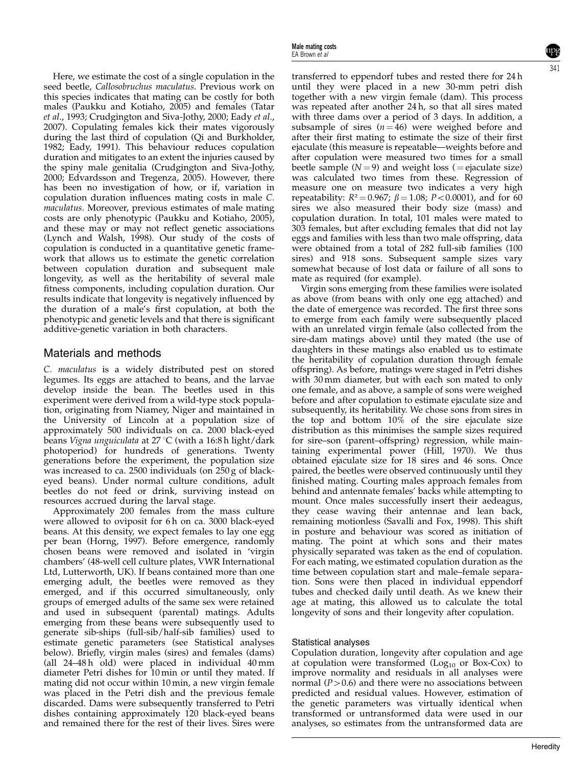Here, we estimate the cost of a single copulation in the seed beetle, *Callosobruchus maculatus*. Previous work on this species indicates that mating can be costly for both males (Paukku and Kotiaho, 2005) and females (Tatar *et al*., 1993; Crudgington and Siva-Jothy, 2000; Eady *et al*., 2007). Copulating females kick their mates vigorously during the last third of copulation (Qi and Burkholder, 1982; Eady, 1991). This behaviour reduces copulation duration and mitigates to an extent the injuries caused by the spiny male genitalia (Crudgington and Siva-Jothy, 2000; Edvardsson and Tregenza, 2005). However, there has been no investigation of how, or if, variation in copulation duration influences mating costs in male *C. maculatus*. Moreover, previous estimates of male mating costs are only phenotypic (Paukku and Kotiaho, 2005), and these may or may not reflect genetic associations (Lynch and Walsh, 1998). Our study of the costs of copulation is conducted in a quantitative genetic framework that allows us to estimate the genetic correlation between copulation duration and subsequent male longevity, as well as the heritability of several male fitness components, including copulation duration. Our results indicate that longevity is negatively influenced by the duration of a male's first copulation, at both the phenotypic and genetic levels and that there is significant additive-genetic variation in both characters.

## Materials and methods

*C. maculatus* is a widely distributed pest on stored legumes. Its eggs are attached to beans, and the larvae develop inside the bean. The beetles used in this experiment were derived from a wild-type stock population, originating from Niamey, Niger and maintained in the University of Lincoln at a population size of approximately 500 individuals on ca. 2000 black-eyed beans *Vigna unguiculata* at 27 °C (with a 16:8 h light/dark photoperiod) for hundreds of generations. Twenty generations before the experiment, the population size was increased to ca. 2500 individuals (on 250 g of black-eyed beans). Under normal culture conditions, adult beetles do not feed or drink, surviving instead on resources accrued during the larval stage.

Approximately 200 females from the mass culture were allowed to oviposit for 6 h on ca. 3000 black-eyed beans. At this density, we expect females to lay one egg per bean (Horng, 1997). Before emergence, randomly chosen beans were removed and isolated in 'virgin chambers' (48-well cell culture plates, VWR International Ltd, Lutterworth, UK). If beans contained more than one emerging adult, the beetles were removed as they emerged, and if this occurred simultaneously, only groups of emerged adults of the same sex were retained and used in subsequent (parental) matings. Adults emerging from these beans were subsequently used to generate sib-ships (full-sib/half-sib families) used to estimate genetic parameters (see Statistical analyses below). Briefly, virgin males (sires) and females (dams) (all 24–48 h old) were placed in individual 40 mm diameter Petri dishes for 10 min or until they mated. If mating did not occur within 10 min, a new virgin female was placed in the Petri dish and the previous female discarded. Dams were subsequently transferred to Petri dishes containing approximately 120 black-eyed beans and remained there for the rest of their lives. Sires were transferred to eppendorf tubes and rested there for 24 h until they were placed in a new 30-mm petri dish together with a new virgin female (dam). This process was repeated after another 24 h, so that all sires mated with three dams over a period of 3 days. In addition, a subsample of sires ($n = 46$) were weighed before and after their first mating to estimate the size of their first ejaculate (this measure is repeatable—weights before and after copulation were measured two times for a small beetle sample ($N = 9$) and weight loss (= ejaculate size) was calculated two times from these. Regression of measure one on measure two indicates a very high repeatability: $R^2 = 0.967$; $\beta = 1.08$; $P < 0.0001$), and for 60 sires we also measured their body size (mass) and copulation duration. In total, 101 males were mated to 303 females, but after excluding females that did not lay eggs and families with less than two male offspring, data were obtained from a total of 282 full-sib families (100 sires) and 918 sons. Subsequent sample sizes vary somewhat because of lost data or failure of all sons to mate as required (for example).

Virgin sons emerging from these families were isolated as above (from beans with only one egg attached) and the date of emergence was recorded. The first three sons to emerge from each family were subsequently placed with an unrelated virgin female (also collected from the sire-dam matings above) until they mated (the use of daughters in these matings also enabled us to estimate the heritability of copulation duration through female offspring). As before, matings were staged in Petri dishes with 30 mm diameter, but with each son mated to only one female, and as above, a sample of sons were weighed before and after copulation to estimate ejaculate size and subsequently, its heritability. We chose sons from sires in the top and bottom 10% of the sire ejaculate size distribution as this minimises the sample sizes required for sire–son (parent–offspring) regression, while maintaining experimental power (Hill, 1970). We thus obtained ejaculate size for 18 sires and 46 sons. Once paired, the beetles were observed continuously until they finished mating. Courting males approach females from behind and antennate females' backs while attempting to mount. Once males successfully insert their aedeagus, they cease waving their antennae and lean back, remaining motionless (Savalli and Fox, 1998). This shift in posture and behaviour was scored as initiation of mating. The point at which sons and their mates physically separated was taken as the end of copulation. For each mating, we estimated copulation duration as the time between copulation start and male–female separation. Sons were then placed in individual eppendorf tubes and checked daily until death. As we knew their age at mating, this allowed us to calculate the total longevity of sons and their longevity after copulation.

### Statistical analyses

Copulation duration, longevity after copulation and age at copulation were transformed ($Log_{10}$ or Box-Cox) to improve normality and residuals in all analyses were normal ($P > 0.6$) and there were no associations between predicted and residual values. However, estimation of the genetic parameters was virtually identical when transformed or untransformed data were used in our analyses, so estimates from the untransformed data are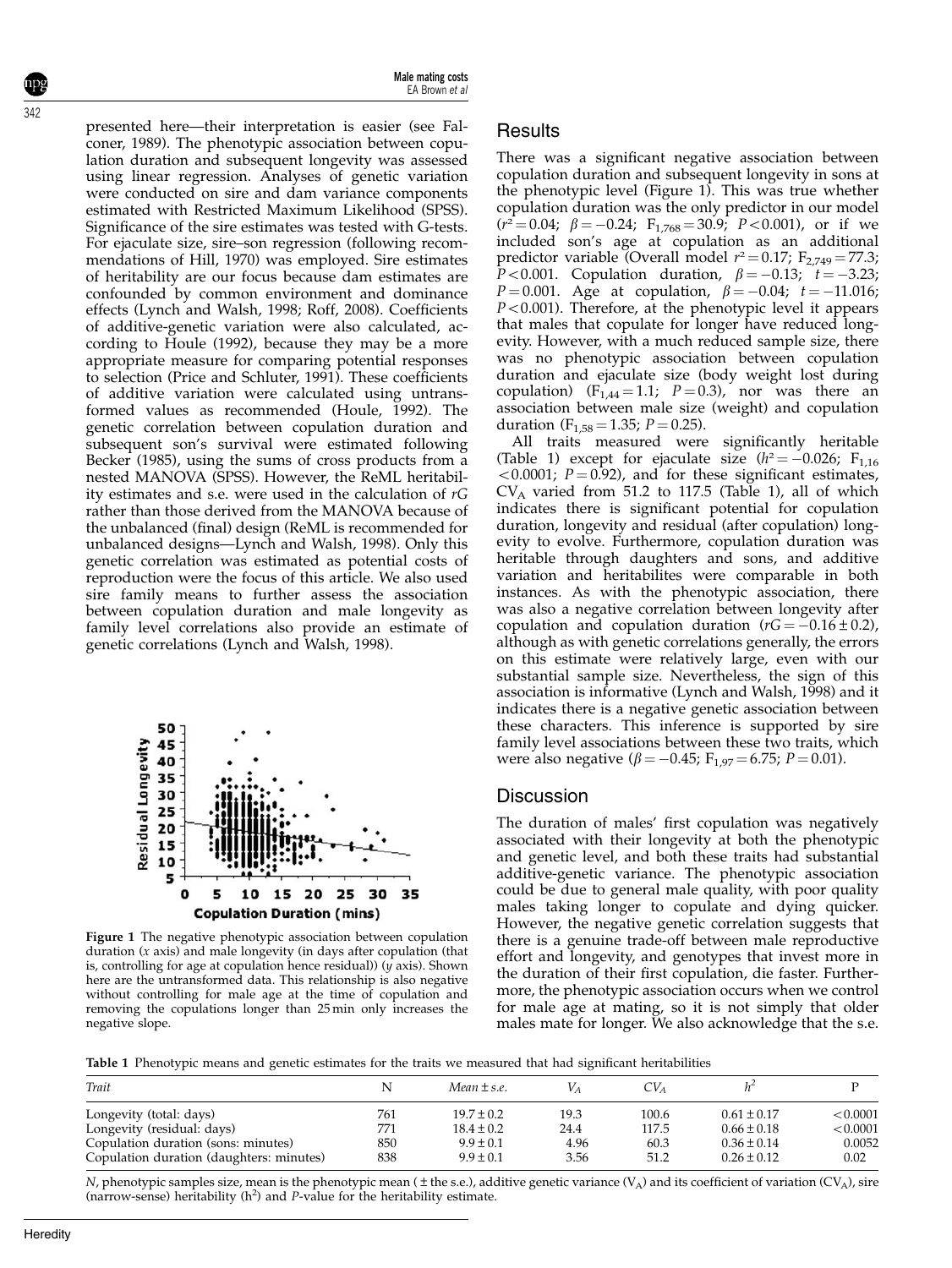presented here—their interpretation is easier (see Falconer, 1989). The phenotypic association between copulation duration and subsequent longevity was assessed using linear regression. Analyses of genetic variation were conducted on sire and dam variance components estimated with Restricted Maximum Likelihood (SPSS). Significance of the sire estimates was tested with G-tests. For ejaculate size, sire–son regression (following recommendations of Hill, 1970) was employed. Sire estimates of heritability are our focus because dam estimates are confounded by common environment and dominance effects (Lynch and Walsh, 1998; Roff, 2008). Coefficients of additive-genetic variation were also calculated, according to Houle (1992), because they may be a more appropriate measure for comparing potential responses to selection (Price and Schluter, 1991). These coefficients of additive variation were calculated using untransformed values as recommended (Houle, 1992). The genetic correlation between copulation duration and subsequent son's survival were estimated following Becker (1985), using the sums of cross products from a nested MANOVA (SPSS). However, the ReML heritability estimates and s.e. were used in the calculation of *rG* rather than those derived from the MANOVA because of the unbalanced (final) design (ReML is recommended for unbalanced designs—Lynch and Walsh, 1998). Only this genetic correlation was estimated as potential costs of reproduction were the focus of this article. We also used sire family means to further assess the association between copulation duration and male longevity as family level correlations also provide an estimate of genetic correlations (Lynch and Walsh, 1998).

**Figure 1** The negative phenotypic association between copulation duration (*x* axis) and male longevity (in days after copulation (that is, controlling for age at copulation hence residual)) (*y* axis). Shown here are the untransformed data. This relationship is also negative without controlling for male age at the time of copulation and removing the copulations longer than 25 min only increases the negative slope.

## Results

There was a significant negative association between copulation duration and subsequent longevity in sons at the phenotypic level (Figure 1). This was true whether copulation duration was the only predictor in our model ($r^2 = 0.04$; $\beta = -0.24$; $F_{1,768} = 30.9$; $P < 0.001$), or if we included son's age at copulation as an additional predictor variable (Overall model $r^2 = 0.17$; $F_{2,749} = 77.3$; $P < 0.001$. Copulation duration, $\beta = -0.13$; $t = -3.23$; $P = 0.001$. Age at copulation, $\beta = -0.04$; $t = -11.016$; $P < 0.001$). Therefore, at the phenotypic level it appears that males that copulate for longer have reduced longevity. However, with a much reduced sample size, there was no phenotypic association between copulation duration and ejaculate size (body weight lost during copulation) ($F_{1,44} = 1.1$; $P = 0.3$), nor was there an association between male size (weight) and copulation duration ($F_{1,58} = 1.35$; $P = 0.25$).

All traits measured were significantly heritable (Table 1) except for ejaculate size ($h^2 = -0.026$; $F_{1,16} < 0.0001$; $P = 0.92$), and for these significant estimates, $CV_A$ varied from 51.2 to 117.5 (Table 1), all of which indicates there is significant potential for copulation duration, longevity and residual (after copulation) longevity to evolve. Furthermore, copulation duration was heritable through daughters and sons, and additive variation and heritabilites were comparable in both instances. As with the phenotypic association, there was also a negative correlation between longevity after copulation and copulation duration ($rG = -0.16 \pm 0.2$), although as with genetic correlations generally, the errors on this estimate were relatively large, even with our substantial sample size. Nevertheless, the sign of this association is informative (Lynch and Walsh, 1998) and it indicates there is a negative genetic association between these characters. This inference is supported by sire family level associations between these two traits, which were also negative ($\beta = -0.45$; $F_{1,97} = 6.75$; $P = 0.01$).

## Discussion

The duration of males' first copulation was negatively associated with their longevity at both the phenotypic and genetic level, and both these traits had substantial additive-genetic variance. The phenotypic association could be due to general male quality, with poor quality males taking longer to copulate and dying quicker. However, the negative genetic correlation suggests that there is a genuine trade-off between male reproductive effort and longevity, and genotypes that invest more in the duration of their first copulation, die faster. Furthermore, the phenotypic association occurs when we control for male age at mating, so it is not simply that older males mate for longer. We also acknowledge that the s.e.

**Table 1** Phenotypic means and genetic estimates for the traits we measured that had significant heritabilities

| *Trait* | N | *Mean ± s.e.* | $V_A$ | $CV_A$ | $h^2$ | P |
|---|---|---|---|---|---|---|
| Longevity (total: days) | 761 | 19.7 ± 0.2 | 19.3 | 100.6 | 0.61 ± 0.17 | < 0.0001 |
| Longevity (residual: days) | 771 | 18.4 ± 0.2 | 24.4 | 117.5 | 0.66 ± 0.18 | < 0.0001 |
| Copulation duration (sons: minutes) | 850 | 9.9 ± 0.1 | 4.96 | 60.3 | 0.36 ± 0.14 | 0.0052 |
| Copulation duration (daughters: minutes) | 838 | 9.9 ± 0.1 | 3.56 | 51.2 | 0.26 ± 0.12 | 0.02 |

*N*, phenotypic samples size, mean is the phenotypic mean ( ± the s.e.), additive genetic variance ($V_A$) and its coefficient of variation ($CV_A$), sire (narrow-sense) heritability ($h^2$) and *P*-value for the heritability estimate.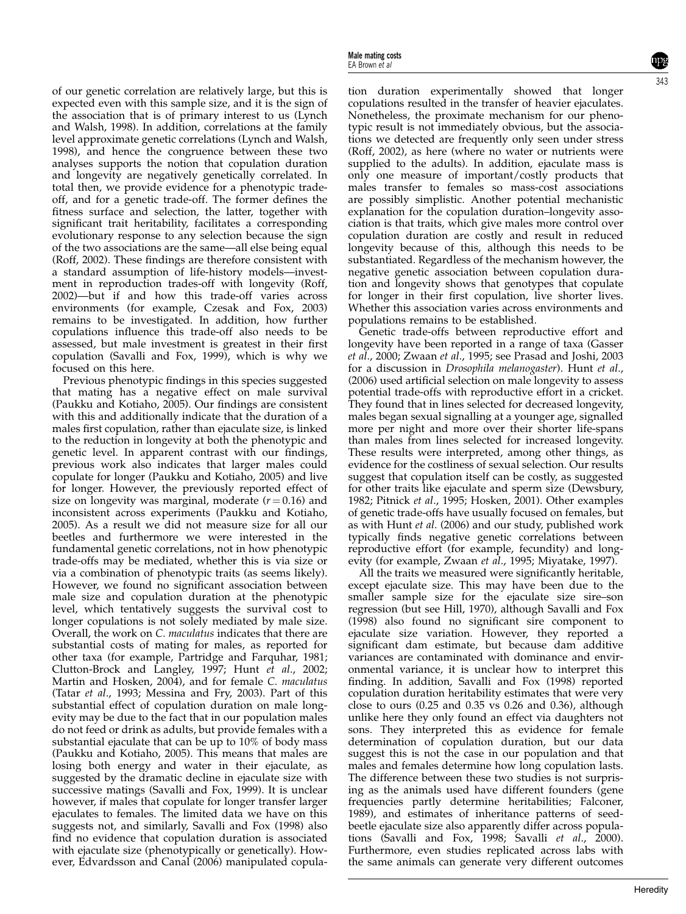of our genetic correlation are relatively large, but this is expected even with this sample size, and it is the sign of the association that is of primary interest to us (Lynch and Walsh, 1998). In addition, correlations at the family level approximate genetic correlations (Lynch and Walsh, 1998), and hence the congruence between these two analyses supports the notion that copulation duration and longevity are negatively genetically correlated. In total then, we provide evidence for a phenotypic trade-off, and for a genetic trade-off. The former defines the fitness surface and selection, the latter, together with significant trait heritability, facilitates a corresponding evolutionary response to any selection because the sign of the two associations are the same—all else being equal (Roff, 2002). These findings are therefore consistent with a standard assumption of life-history models—investment in reproduction trades-off with longevity (Roff, 2002)—but if and how this trade-off varies across environments (for example, Czesak and Fox, 2003) remains to be investigated. In addition, how further copulations influence this trade-off also needs to be assessed, but male investment is greatest in their first copulation (Savalli and Fox, 1999), which is why we focused on this here.

Previous phenotypic findings in this species suggested that mating has a negative effect on male survival (Paukku and Kotiaho, 2005). Our findings are consistent with this and additionally indicate that the duration of a males first copulation, rather than ejaculate size, is linked to the reduction in longevity at both the phenotypic and genetic level. In apparent contrast with our findings, previous work also indicates that larger males could copulate for longer (Paukku and Kotiaho, 2005) and live for longer. However, the previously reported effect of size on longevity was marginal, moderate ($r = 0.16$) and inconsistent across experiments (Paukku and Kotiaho, 2005). As a result we did not measure size for all our beetles and furthermore we were interested in the fundamental genetic correlations, not in how phenotypic trade-offs may be mediated, whether this is via size or via a combination of phenotypic traits (as seems likely). However, we found no significant association between male size and copulation duration at the phenotypic level, which tentatively suggests the survival cost to longer copulations is not solely mediated by male size. Overall, the work on *C. maculatus* indicates that there are substantial costs of mating for males, as reported for other taxa (for example, Partridge and Farquhar, 1981; Clutton-Brock and Langley, 1997; Hunt *et al*., 2002; Martin and Hosken, 2004), and for female *C. maculatus* (Tatar *et al*., 1993; Messina and Fry, 2003). Part of this substantial effect of copulation duration on male longevity may be due to the fact that in our population males do not feed or drink as adults, but provide females with a substantial ejaculate that can be up to 10% of body mass (Paukku and Kotiaho, 2005). This means that males are losing both energy and water in their ejaculate, as suggested by the dramatic decline in ejaculate size with successive matings (Savalli and Fox, 1999). It is unclear however, if males that copulate for longer transfer larger ejaculates to females. The limited data we have on this suggests not, and similarly, Savalli and Fox (1998) also find no evidence that copulation duration is associated with ejaculate size (phenotypically or genetically). However, Edvardsson and Canal (2006) manipulated copulation duration experimentally showed that longer copulations resulted in the transfer of heavier ejaculates. Nonetheless, the proximate mechanism for our phenotypic result is not immediately obvious, but the associations we detected are frequently only seen under stress (Roff, 2002), as here (where no water or nutrients were supplied to the adults). In addition, ejaculate mass is only one measure of important/costly products that males transfer to females so mass-cost associations are possibly simplistic. Another potential mechanistic explanation for the copulation duration–longevity association is that traits, which give males more control over copulation duration are costly and result in reduced longevity because of this, although this needs to be substantiated. Regardless of the mechanism however, the negative genetic association between copulation duration and longevity shows that genotypes that copulate for longer in their first copulation, live shorter lives. Whether this association varies across environments and populations remains to be established.

Genetic trade-offs between reproductive effort and longevity have been reported in a range of taxa (Gasser *et al*., 2000; Zwaan *et al*., 1995; see Prasad and Joshi, 2003 for a discussion in *Drosophila melanogaster*). Hunt *et al*., (2006) used artificial selection on male longevity to assess potential trade-offs with reproductive effort in a cricket. They found that in lines selected for decreased longevity, males began sexual signalling at a younger age, signalled more per night and more over their shorter life-spans than males from lines selected for increased longevity. These results were interpreted, among other things, as evidence for the costliness of sexual selection. Our results suggest that copulation itself can be costly, as suggested for other traits like ejaculate and sperm size (Dewsbury, 1982; Pitnick *et al*., 1995; Hosken, 2001). Other examples of genetic trade-offs have usually focused on females, but as with Hunt *et al*. (2006) and our study, published work typically finds negative genetic correlations between reproductive effort (for example, fecundity) and longevity (for example, Zwaan *et al*., 1995; Miyatake, 1997).

All the traits we measured were significantly heritable, except ejaculate size. This may have been due to the smaller sample size for the ejaculate size sire–son regression (but see Hill, 1970), although Savalli and Fox (1998) also found no significant sire component to ejaculate size variation. However, they reported a significant dam estimate, but because dam additive variances are contaminated with dominance and environmental variance, it is unclear how to interpret this finding. In addition, Savalli and Fox (1998) reported copulation duration heritability estimates that were very close to ours (0.25 and 0.35 vs 0.26 and 0.36), although unlike here they only found an effect via daughters not sons. They interpreted this as evidence for female determination of copulation duration, but our data suggest this is not the case in our population and that males and females determine how long copulation lasts. The difference between these two studies is not surprising as the animals used have different founders (gene frequencies partly determine heritabilities; Falconer, 1989), and estimates of inheritance patterns of seed-beetle ejaculate size also apparently differ across populations (Savalli and Fox, 1998; Savalli *et al*., 2000). Furthermore, even studies replicated across labs with the same animals can generate very different outcomes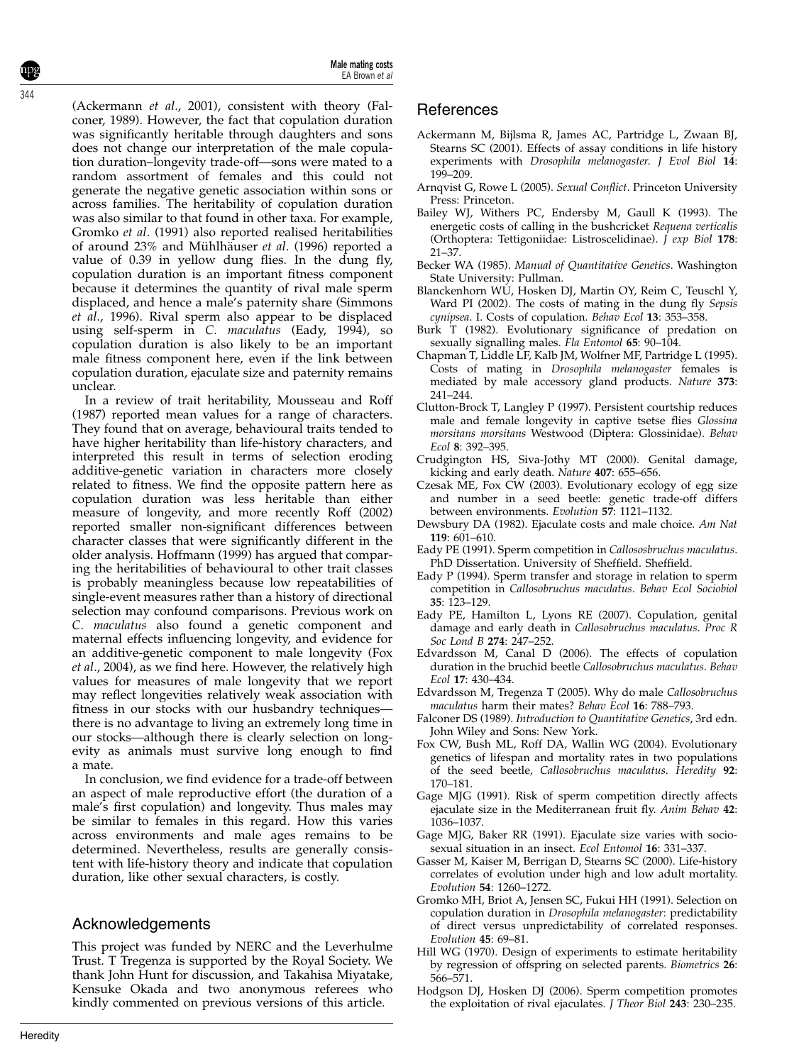(Ackermann *et al*., 2001), consistent with theory (Falconer, 1989). However, the fact that copulation duration was significantly heritable through daughters and sons does not change our interpretation of the male copulation duration–longevity trade-off—sons were mated to a random assortment of females and this could not generate the negative genetic association within sons or across families. The heritability of copulation duration was also similar to that found in other taxa. For example, Gromko *et al*. (1991) also reported realised heritabilities of around 23% and Mühlhäuser *et al*. (1996) reported a value of 0.39 in yellow dung flies. In the dung fly, copulation duration is an important fitness component because it determines the quantity of rival male sperm displaced, and hence a male's paternity share (Simmons *et al*., 1996). Rival sperm also appear to be displaced using self-sperm in *C. maculatus* (Eady, 1994), so copulation duration is also likely to be an important male fitness component here, even if the link between copulation duration, ejaculate size and paternity remains unclear.

In a review of trait heritability, Mousseau and Roff (1987) reported mean values for a range of characters. They found that on average, behavioural traits tended to have higher heritability than life-history characters, and interpreted this result in terms of selection eroding additive-genetic variation in characters more closely related to fitness. We find the opposite pattern here as copulation duration was less heritable than either measure of longevity, and more recently Roff (2002) reported smaller non-significant differences between character classes that were significantly different in the older analysis. Hoffmann (1999) has argued that comparing the heritabilities of behavioural to other trait classes is probably meaningless because low repeatabilities of single-event measures rather than a history of directional selection may confound comparisons. Previous work on *C. maculatus* also found a genetic component and maternal effects influencing longevity, and evidence for an additive-genetic component to male longevity (Fox *et al*., 2004), as we find here. However, the relatively high values for measures of male longevity that we report may reflect longevities relatively weak association with fitness in our stocks with our husbandry techniques—there is no advantage to living an extremely long time in our stocks—although there is clearly selection on longevity as animals must survive long enough to find a mate.

In conclusion, we find evidence for a trade-off between an aspect of male reproductive effort (the duration of a male's first copulation) and longevity. Thus males may be similar to females in this regard. How this varies across environments and male ages remains to be determined. Nevertheless, results are generally consistent with life-history theory and indicate that copulation duration, like other sexual characters, is costly.

## Acknowledgements

This project was funded by NERC and the Leverhulme Trust. T Tregenza is supported by the Royal Society. We thank John Hunt for discussion, and Takahisa Miyatake, Kensuke Okada and two anonymous referees who kindly commented on previous versions of this article.

## References

Ackermann M, Bijlsma R, James AC, Partridge L, Zwaan BJ, Stearns SC (2001). Effects of assay conditions in life history experiments with *Drosophila melanogaster*. *J Evol Biol* **14**: 199–209.

Arnqvist G, Rowe L (2005). *Sexual Conflict*. Princeton University Press: Princeton.

Bailey WJ, Withers PC, Endersby M, Gaull K (1993). The energetic costs of calling in the bushcricket *Requena verticalis* (Orthoptera: Tettigoniidae: Listroscelidinae). *J exp Biol* **178**: 21–37.

Becker WA (1985). *Manual of Quantitative Genetics*. Washington State University: Pullman.

Blanckenhorn WU, Hosken DJ, Martin OY, Reim C, Teuschl Y, Ward PI (2002). The costs of mating in the dung fly *Sepsis cynipsea*. I. Costs of copulation. *Behav Ecol* **13**: 353–358.

Burk T (1982). Evolutionary significance of predation on sexually signalling males. *Fla Entomol* **65**: 90–104.

Chapman T, Liddle LF, Kalb JM, Wolfner MF, Partridge L (1995). Costs of mating in *Drosophila melanogaster* females is mediated by male accessory gland products. *Nature* **373**: 241–244.

Clutton-Brock T, Langley P (1997). Persistent courtship reduces male and female longevity in captive tsetse flies *Glossina morsitans morsitans* Westwood (Diptera: Glossinidae). *Behav Ecol* **8**: 392–395.

Crudgington HS, Siva-Jothy MT (2000). Genital damage, kicking and early death. *Nature* **407**: 655–656.

Czesak ME, Fox CW (2003). Evolutionary ecology of egg size and number in a seed beetle: genetic trade-off differs between environments. *Evolution* **57**: 1121–1132.

Dewsbury DA (1982). Ejaculate costs and male choice. *Am Nat* **119**: 601–610.

Eady PE (1991). Sperm competition in *Callosobruchus maculatus*. PhD Dissertation. University of Sheffield. Sheffield.

Eady P (1994). Sperm transfer and storage in relation to sperm competition in *Callosobruchus maculatus*. *Behav Ecol Sociobiol* **35**: 123–129.

Eady PE, Hamilton L, Lyons RE (2007). Copulation, genital damage and early death in *Callosobruchus maculatus*. *Proc R Soc Lond B* **274**: 247–252.

Edvardsson M, Canal D (2006). The effects of copulation duration in the bruchid beetle *Callosobruchus maculatus*. *Behav Ecol* **17**: 430–434.

Edvardsson M, Tregenza T (2005). Why do male *Callosobruchus maculatus* harm their mates? *Behav Ecol* **16**: 788–793.

Falconer DS (1989). *Introduction to Quantitative Genetics*, 3rd edn. John Wiley and Sons: New York.

Fox CW, Bush ML, Roff DA, Wallin WG (2004). Evolutionary genetics of lifespan and mortality rates in two populations of the seed beetle, *Callosobruchus maculatus*. *Heredity* **92**: 170–181.

Gage MJG (1991). Risk of sperm competition directly affects ejaculate size in the Mediterranean fruit fly. *Anim Behav* **42**: 1036–1037.

Gage MJG, Baker RR (1991). Ejaculate size varies with socio-sexual situation in an insect. *Ecol Entomol* **16**: 331–337.

Gasser M, Kaiser M, Berrigan D, Stearns SC (2000). Life-history correlates of evolution under high and low adult mortality. *Evolution* **54**: 1260–1272.

Gromko MH, Briot A, Jensen SC, Fukui HH (1991). Selection on copulation duration in *Drosophila melanogaster*: predictability of direct versus unpredictability of correlated responses. *Evolution* **45**: 69–81.

Hill WG (1970). Design of experiments to estimate heritability by regression of offspring on selected parents. *Biometrics* **26**: 566–571.

Hodgson DJ, Hosken DJ (2006). Sperm competition promotes the exploitation of rival ejaculates. *J Theor Biol* **243**: 230–235.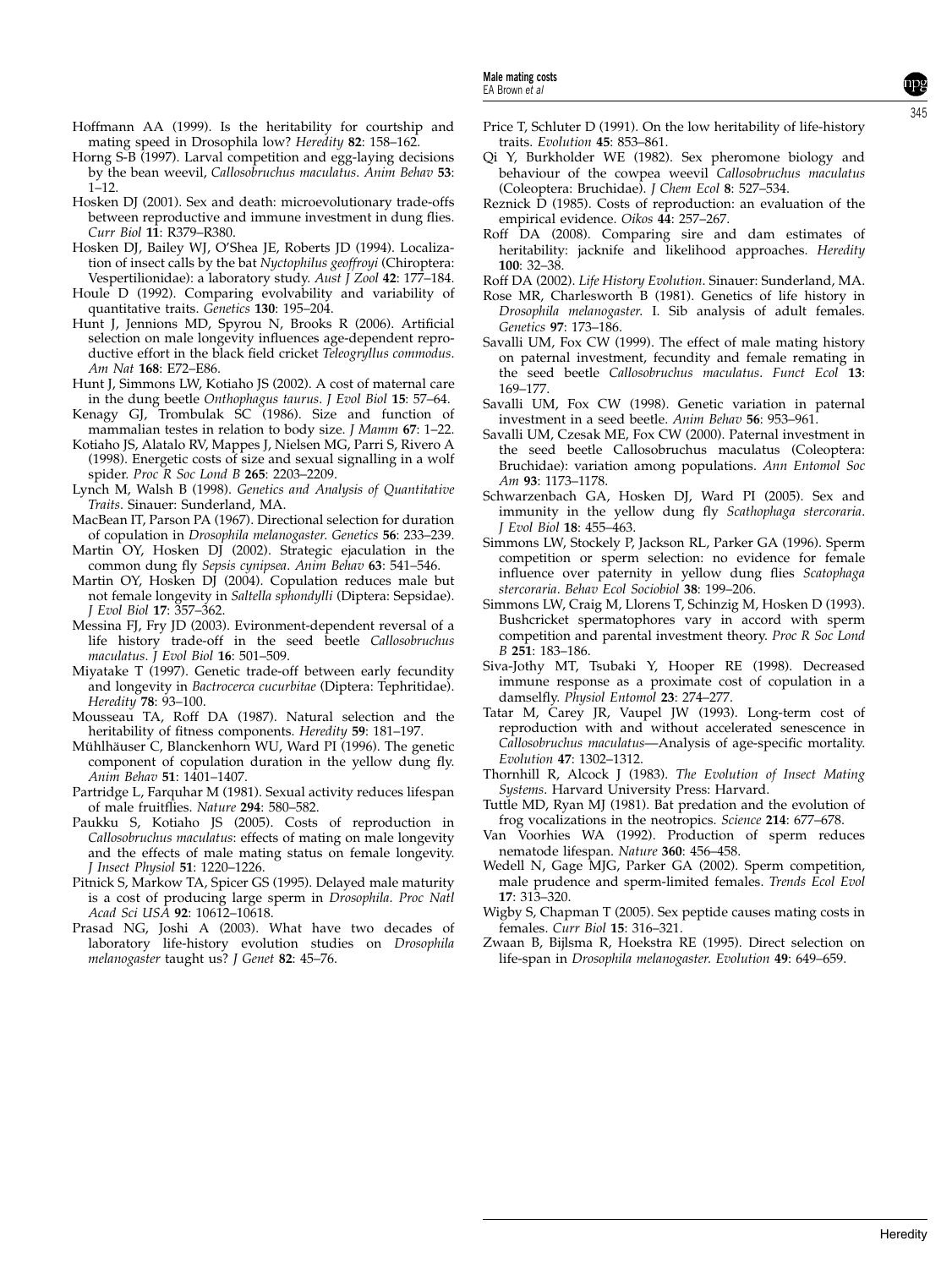Hoffmann AA (1999). Is the heritability for courtship and mating speed in Drosophila low? *Heredity* **82**: 158–162.

Horng S-B (1997). Larval competition and egg-laying decisions by the bean weevil, *Callosobruchus maculatus*. *Anim Behav* **53**: 1–12.

Hosken DJ (2001). Sex and death: microevolutionary trade-offs between reproductive and immune investment in dung flies. *Curr Biol* **11**: R379–R380.

Hosken DJ, Bailey WJ, O'Shea JE, Roberts JD (1994). Localization of insect calls by the bat *Nyctophilus geoffroyi* (Chiroptera: Vespertilionidae): a laboratory study. *Aust J Zool* **42**: 177–184.

Houle D (1992). Comparing evolvability and variability of quantitative traits. *Genetics* **130**: 195–204.

Hunt J, Jennions MD, Spyrou N, Brooks R (2006). Artificial selection on male longevity influences age-dependent reproductive effort in the black field cricket *Teleogryllus commodus*. *Am Nat* **168**: E72–E86.

Hunt J, Simmons LW, Kotiaho JS (2002). A cost of maternal care in the dung beetle *Onthophagus taurus*. *J Evol Biol* **15**: 57–64.

Kenagy GJ, Trombulak SC (1986). Size and function of mammalian testes in relation to body size. *J Mamm* **67**: 1–22.

Kotiaho JS, Alatalo RV, Mappes J, Nielsen MG, Parri S, Rivero A (1998). Energetic costs of size and sexual signalling in a wolf spider. *Proc R Soc Lond B* **265**: 2203–2209.

Lynch M, Walsh B (1998). *Genetics and Analysis of Quantitative Traits*. Sinauer: Sunderland, MA.

MacBean IT, Parson PA (1967). Directional selection for duration of copulation in *Drosophila melanogaster*. *Genetics* **56**: 233–239.

Martin OY, Hosken DJ (2002). Strategic ejaculation in the common dung fly *Sepsis cynipsea*. *Anim Behav* **63**: 541–546.

Martin OY, Hosken DJ (2004). Copulation reduces male but not female longevity in *Saltella sphondylli* (Diptera: Sepsidae). *J Evol Biol* **17**: 357–362.

Messina FJ, Fry JD (2003). Evironment-dependent reversal of a life history trade-off in the seed beetle *Callosobruchus maculatus*. *J Evol Biol* **16**: 501–509.

Miyatake T (1997). Genetic trade-off between early fecundity and longevity in *Bactrocerca cucurbitae* (Diptera: Tephritidae). *Heredity* **78**: 93–100.

Mousseau TA, Roff DA (1987). Natural selection and the heritability of fitness components. *Heredity* **59**: 181–197.

Mühlhäuser C, Blanckenhorn WU, Ward PI (1996). The genetic component of copulation duration in the yellow dung fly. *Anim Behav* **51**: 1401–1407.

Partridge L, Farquhar M (1981). Sexual activity reduces lifespan of male fruitflies. *Nature* **294**: 580–582.

Paukku S, Kotiaho JS (2005). Costs of reproduction in *Callosobruchus maculatus*: effects of mating on male longevity and the effects of male mating status on female longevity. *J Insect Physiol* **51**: 1220–1226.

Pitnick S, Markow TA, Spicer GS (1995). Delayed male maturity is a cost of producing large sperm in *Drosophila*. *Proc Natl Acad Sci USA* **92**: 10612–10618.

Prasad NG, Joshi A (2003). What have two decades of laboratory life-history evolution studies on *Drosophila melanogaster* taught us? *J Genet* **82**: 45–76.

Price T, Schluter D (1991). On the low heritability of life-history traits. *Evolution* **45**: 853–861.

Qi Y, Burkholder WE (1982). Sex pheromone biology and behaviour of the cowpea weevil *Callosobruchus maculatus* (Coleoptera: Bruchidae). *J Chem Ecol* **8**: 527–534.

Reznick D (1985). Costs of reproduction: an evaluation of the empirical evidence. *Oikos* **44**: 257–267.

Roff DA (2008). Comparing sire and dam estimates of heritability: jacknife and likelihood approaches. *Heredity* **100**: 32–38.

Roff DA (2002). *Life History Evolution*. Sinauer: Sunderland, MA.

Rose MR, Charlesworth B (1981). Genetics of life history in *Drosophila melanogaster*. I. Sib analysis of adult females. *Genetics* **97**: 173–186.

Savalli UM, Fox CW (1999). The effect of male mating history on paternal investment, fecundity and female remating in the seed beetle *Callosobruchus maculatus*. *Funct Ecol* **13**: 169–177.

Savalli UM, Fox CW (1998). Genetic variation in paternal investment in a seed beetle. *Anim Behav* **56**: 953–961.

Savalli UM, Czesak ME, Fox CW (2000). Paternal investment in the seed beetle Callosobruchus maculatus (Coleoptera: Bruchidae): variation among populations. *Ann Entomol Soc Am* **93**: 1173–1178.

Schwarzenbach GA, Hosken DJ, Ward PI (2005). Sex and immunity in the yellow dung fly *Scathophaga stercoraria*. *J Evol Biol* **18**: 455–463.

Simmons LW, Stockely P, Jackson RL, Parker GA (1996). Sperm competition or sperm selection: no evidence for female influence over paternity in yellow dung flies *Scatophaga stercoraria*. *Behav Ecol Sociobiol* **38**: 199–206.

Simmons LW, Craig M, Llorens T, Schinzig M, Hosken D (1993). Bushcricket spermatophores vary in accord with sperm competition and parental investment theory. *Proc R Soc Lond B* **251**: 183–186.

Siva-Jothy MT, Tsubaki Y, Hooper RE (1998). Decreased immune response as a proximate cost of copulation in a damselfly. *Physiol Entomol* **23**: 274–277.

Tatar M, Carey JR, Vaupel JW (1993). Long-term cost of reproduction with and without accelerated senescence in *Callosobruchus maculatus*—Analysis of age-specific mortality. *Evolution* **47**: 1302–1312.

Thornhill R, Alcock J (1983). *The Evolution of Insect Mating Systems*. Harvard University Press: Harvard.

Tuttle MD, Ryan MJ (1981). Bat predation and the evolution of frog vocalizations in the neotropics. *Science* **214**: 677–678.

Van Voorhies WA (1992). Production of sperm reduces nematode lifespan. *Nature* **360**: 456–458.

Wedell N, Gage MJG, Parker GA (2002). Sperm competition, male prudence and sperm-limited females. *Trends Ecol Evol* **17**: 313–320.

Wigby S, Chapman T (2005). Sex peptide causes mating costs in females. *Curr Biol* **15**: 316–321.

Zwaan B, Bijlsma R, Hoekstra RE (1995). Direct selection on life-span in *Drosophila melanogaster*. *Evolution* **49**: 649–659.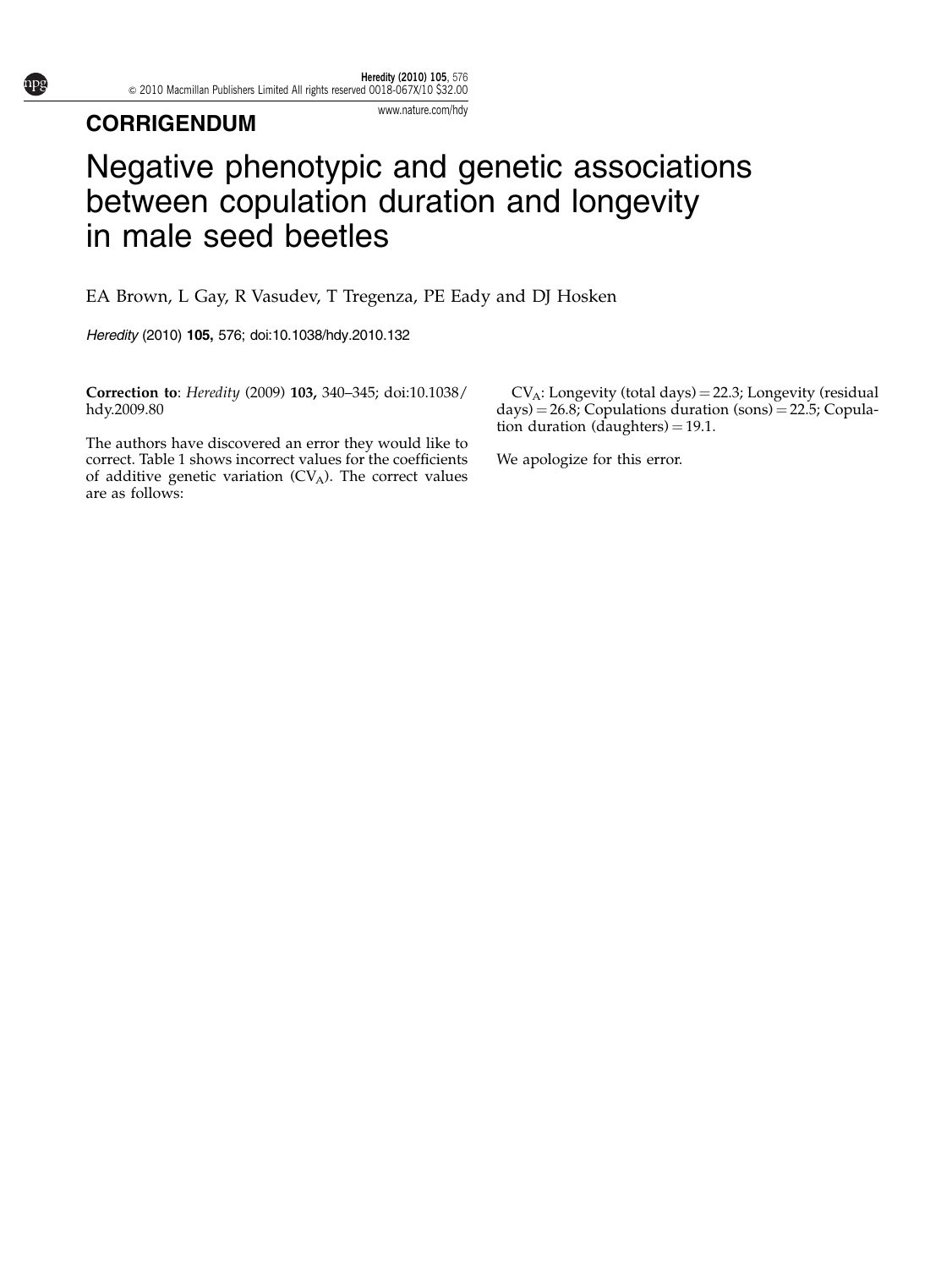## CORRIGENDUM

# Negative phenotypic and genetic associations between copulation duration and longevity in male seed beetles

EA Brown, L Gay, R Vasudev, T Tregenza, PE Eady and DJ Hosken

*Heredity* (2010) **105,** 576; doi:10.1038/hdy.2010.132

**Correction to**: *Heredity* (2009) **103,** 340–345; doi:10.1038/hdy.2009.80

The authors have discovered an error they would like to correct. Table 1 shows incorrect values for the coefficients of additive genetic variation ($CV_A$). The correct values are as follows:

$CV_A$: Longevity (total days) = 22.3; Longevity (residual days) = 26.8; Copulations duration (sons) = 22.5; Copulation duration (daughters) = 19.1.

We apologize for this error.